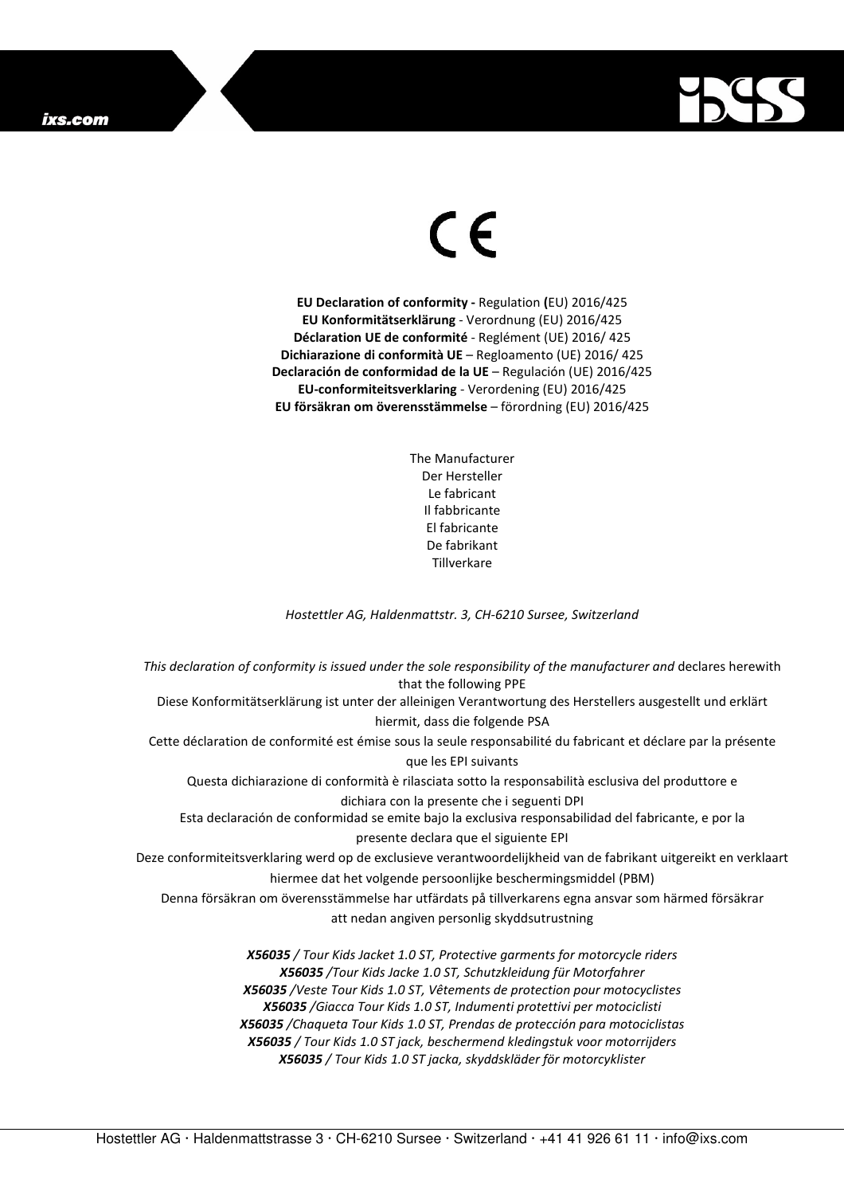CE

**EU Declaration of conformity -** Regulation **(**EU) 2016/425
**EU Konformitätserklärung** - Verordnung (EU) 2016/425
**Déclaration UE de conformité** - Reglément (UE) 2016/ 425
**Dichiarazione di conformità UE** – Regloamento (UE) 2016/ 425
**Declaración de conformidad de la UE** – Regulación (UE) 2016/425
**EU-conformiteitsverklaring** - Verordening (EU) 2016/425
**EU försäkran om överensstämmelse** – förordning (EU) 2016/425

The Manufacturer
Der Hersteller
Le fabricant
Il fabbricante
El fabricante
De fabrikant
Tillverkare

*Hostettler AG, Haldenmattstr. 3, CH-6210 Sursee, Switzerland*

*This declaration of conformity is issued under the sole responsibility of the manufacturer and* declares herewith that the following PPE

Diese Konformitätserklärung ist unter der alleinigen Verantwortung des Herstellers ausgestellt und erklärt hiermit, dass die folgende PSA

Cette déclaration de conformité est émise sous la seule responsabilité du fabricant et déclare par la présente que les EPI suivants

Questa dichiarazione di conformità è rilasciata sotto la responsabilità esclusiva del produttore e dichiara con la presente che i seguenti DPI

Esta declaración de conformidad se emite bajo la exclusiva responsabilidad del fabricante, e por la presente declara que el siguiente EPI

Deze conformiteitsverklaring werd op de exclusieve verantwoordelijkheid van de fabrikant uitgereikt en verklaart hiermee dat het volgende persoonlijke beschermingsmiddel (PBM)

Denna försäkran om överensstämmelse har utfärdats på tillverkarens egna ansvar som härmed försäkrar att nedan angiven personlig skyddsutrustning

***X56035*** */ Tour Kids Jacket 1.0 ST, Protective garments for motorcycle riders*
***X56035*** */Tour Kids Jacke 1.0 ST, Schutzkleidung für Motorfahrer*
***X56035*** */Veste Tour Kids 1.0 ST, Vêtements de protection pour motocyclistes*
***X56035*** */Giacca Tour Kids 1.0 ST, Indumenti protettivi per motociclisti*
***X56035*** */Chaqueta Tour Kids 1.0 ST, Prendas de protección para motociclistas*
***X56035*** */ Tour Kids 1.0 ST jack, beschermend kledingstuk voor motorrijders*
***X56035*** */ Tour Kids 1.0 ST jacka, skyddskläder för motorcyklister*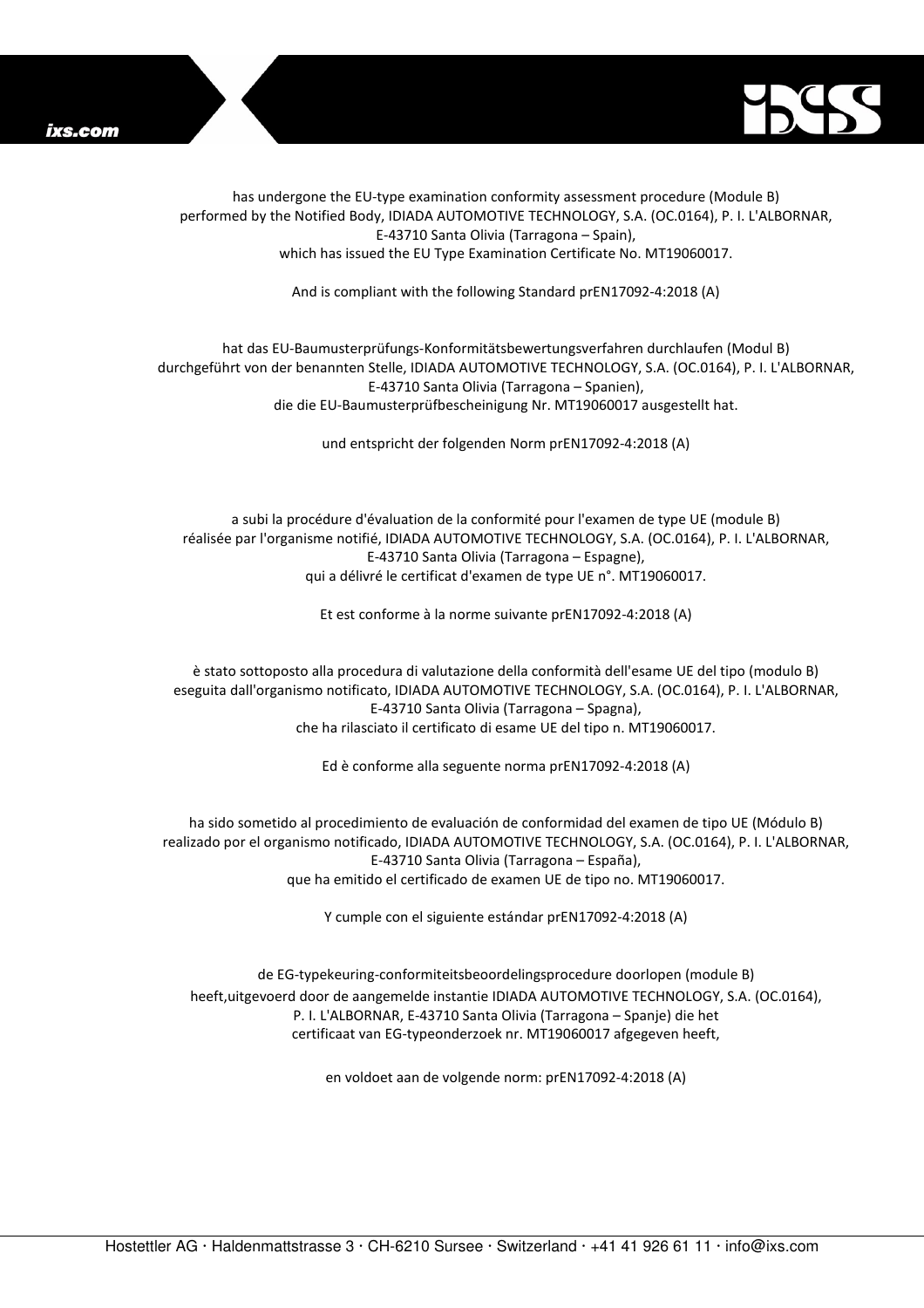has undergone the EU-type examination conformity assessment procedure (Module B)
performed by the Notified Body, IDIADA AUTOMOTIVE TECHNOLOGY, S.A. (OC.0164), P. I. L'ALBORNAR,
E-43710 Santa Olivia (Tarragona – Spain),
which has issued the EU Type Examination Certificate No. MT19060017.

And is compliant with the following Standard prEN17092-4:2018 (A)

hat das EU-Baumusterprüfungs-Konformitätsbewertungsverfahren durchlaufen (Modul B)
durchgeführt von der benannten Stelle, IDIADA AUTOMOTIVE TECHNOLOGY, S.A. (OC.0164), P. I. L'ALBORNAR,
E-43710 Santa Olivia (Tarragona – Spanien),
die die EU-Baumusterprüfbescheinigung Nr. MT19060017 ausgestellt hat.

und entspricht der folgenden Norm prEN17092-4:2018 (A)

a subi la procédure d'évaluation de la conformité pour l'examen de type UE (module B)
réalisée par l'organisme notifié, IDIADA AUTOMOTIVE TECHNOLOGY, S.A. (OC.0164), P. I. L'ALBORNAR,
E-43710 Santa Olivia (Tarragona – Espagne),
qui a délivré le certificat d'examen de type UE n°. MT19060017.

Et est conforme à la norme suivante prEN17092-4:2018 (A)

è stato sottoposto alla procedura di valutazione della conformità dell'esame UE del tipo (modulo B)
eseguita dall'organismo notificato, IDIADA AUTOMOTIVE TECHNOLOGY, S.A. (OC.0164), P. I. L'ALBORNAR,
E-43710 Santa Olivia (Tarragona – Spagna),
che ha rilasciato il certificato di esame UE del tipo n. MT19060017.

Ed è conforme alla seguente norma prEN17092-4:2018 (A)

ha sido sometido al procedimiento de evaluación de conformidad del examen de tipo UE (Módulo B)
realizado por el organismo notificado, IDIADA AUTOMOTIVE TECHNOLOGY, S.A. (OC.0164), P. I. L'ALBORNAR,
E-43710 Santa Olivia (Tarragona – España),
que ha emitido el certificado de examen UE de tipo no. MT19060017.

Y cumple con el siguiente estándar prEN17092-4:2018 (A)

de EG-typekeuring-conformiteitsbeoordelingsprocedure doorlopen (module B)
heeft,uitgevoerd door de aangemelde instantie IDIADA AUTOMOTIVE TECHNOLOGY, S.A. (OC.0164),
P. I. L'ALBORNAR, E-43710 Santa Olivia (Tarragona – Spanje) die het
certificaat van EG-typeonderzoek nr. MT19060017 afgegeven heeft,

en voldoet aan de volgende norm: prEN17092-4:2018 (A)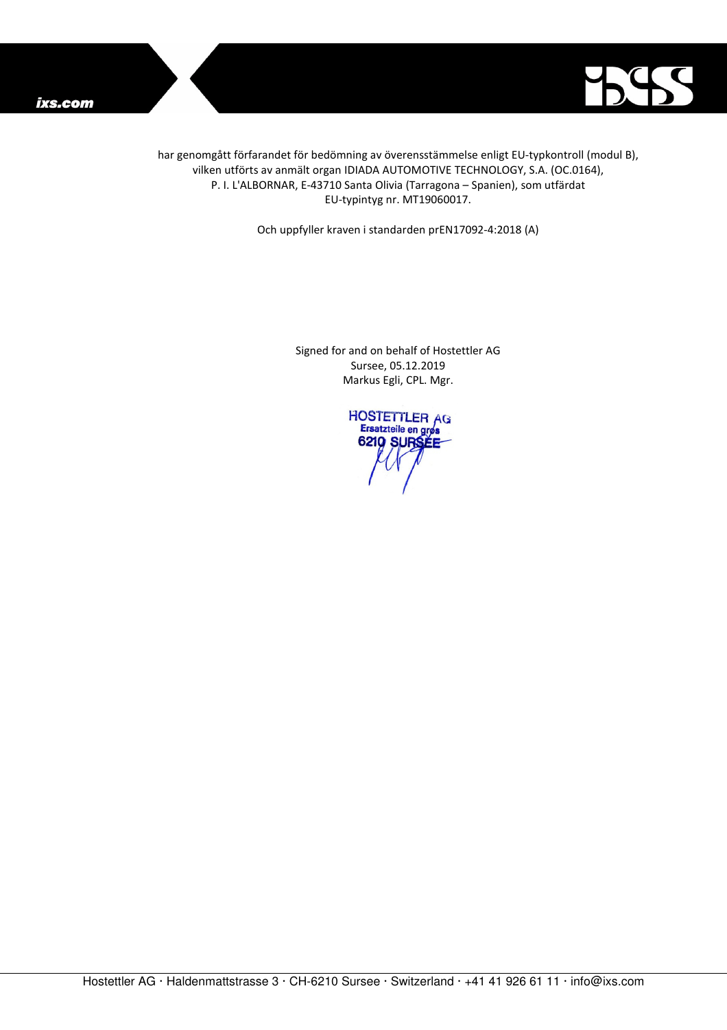har genomgått förfarandet för bedömning av överensstämmelse enligt EU-typkontroll (modul B), vilken utförts av anmält organ IDIADA AUTOMOTIVE TECHNOLOGY, S.A. (OC.0164), P. I. L'ALBORNAR, E-43710 Santa Olivia (Tarragona – Spanien), som utfärdat EU-typintyg nr. MT19060017.

Och uppfyller kraven i standarden prEN17092-4:2018 (A)

Signed for and on behalf of Hostettler AG
Sursee, 05.12.2019
Markus Egli, CPL. Mgr.

HOSTETTLER AG
Ersatzteile en gros
6210 SURSEE